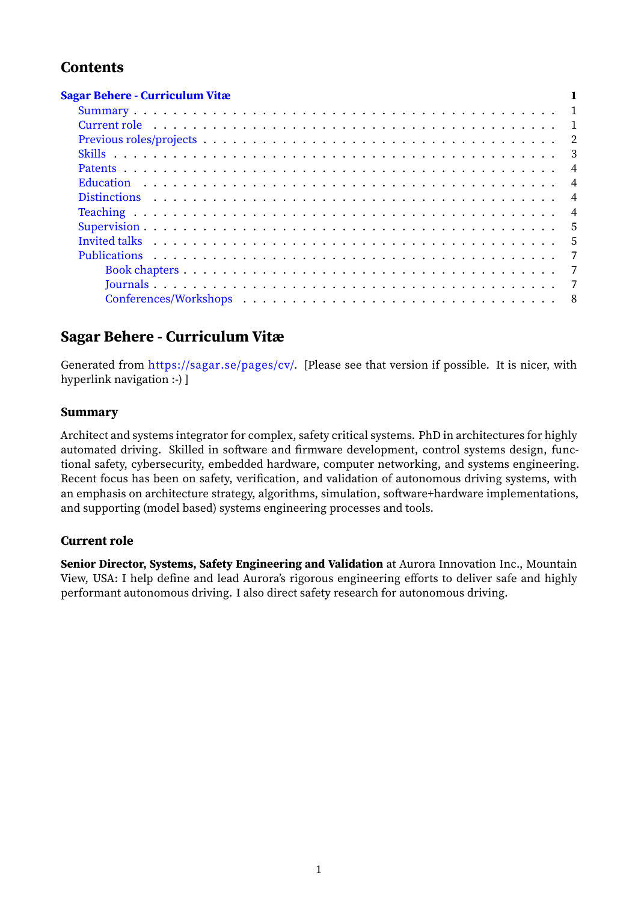## Contents

- **Sagar Behere - Curriculum Vitæ** ........ 1
  - Summary ........ 1
  - Current role ........ 1
  - Previous roles/projects ........ 2
  - Skills ........ 3
  - Patents ........ 4
  - Education ........ 4
  - Distinctions ........ 4
  - Teaching ........ 4
  - Supervision ........ 5
  - Invited talks ........ 5
  - Publications ........ 7
    - Book chapters ........ 7
    - Journals ........ 7
    - Conferences/Workshops ........ 8

# Sagar Behere - Curriculum Vitæ

Generated from https://sagar.se/pages/cv/. [Please see that version if possible. It is nicer, with hyperlink navigation :-) ]

## Summary

Architect and systems integrator for complex, safety critical systems. PhD in architectures for highly automated driving. Skilled in software and firmware development, control systems design, functional safety, cybersecurity, embedded hardware, computer networking, and systems engineering. Recent focus has been on safety, verification, and validation of autonomous driving systems, with an emphasis on architecture strategy, algorithms, simulation, software+hardware implementations, and supporting (model based) systems engineering processes and tools.

## Current role

**Senior Director, Systems, Safety Engineering and Validation** at Aurora Innovation Inc., Mountain View, USA: I help define and lead Aurora's rigorous engineering efforts to deliver safe and highly performant autonomous driving. I also direct safety research for autonomous driving.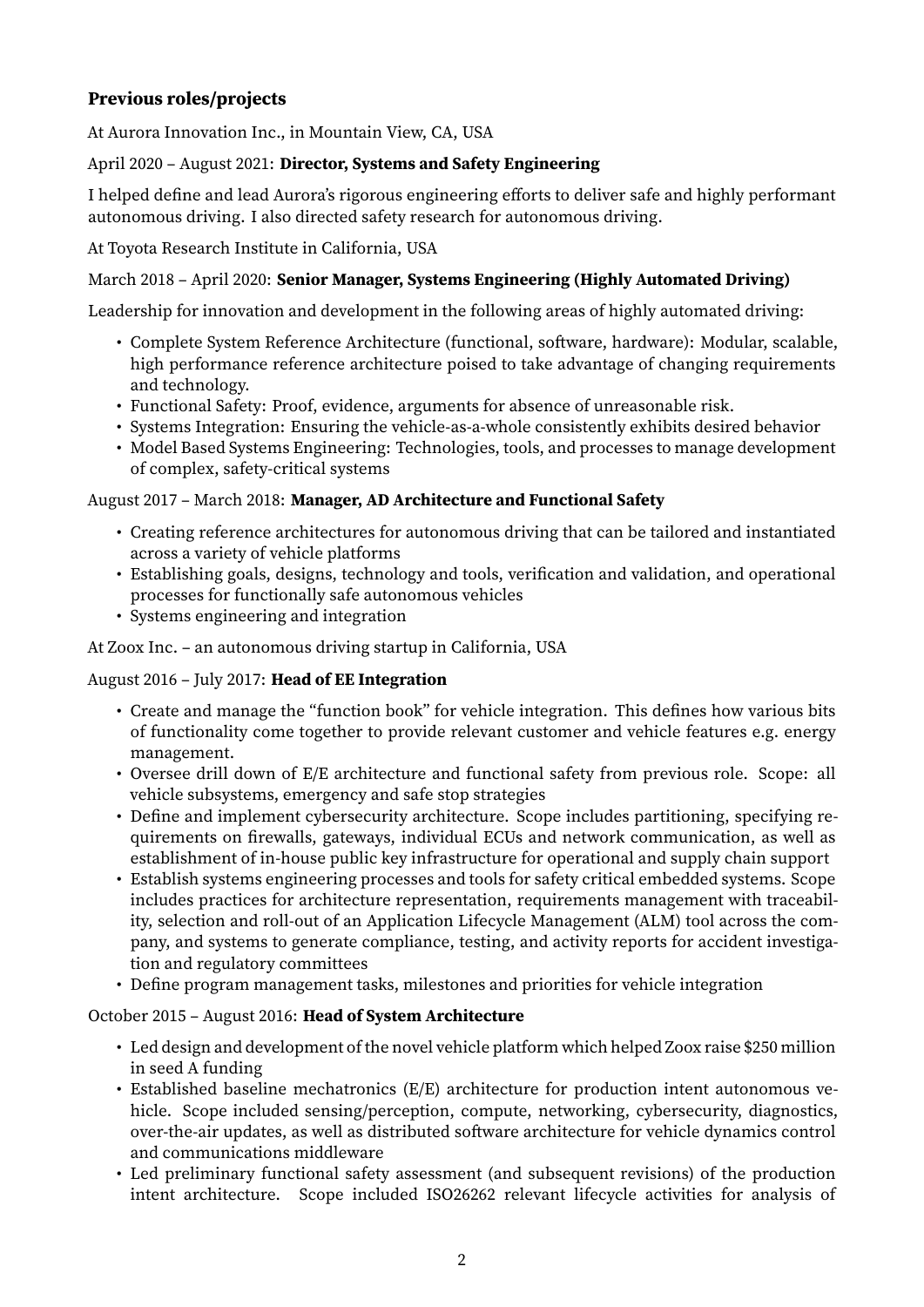## Previous roles/projects

At Aurora Innovation Inc., in Mountain View, CA, USA

April 2020 – August 2021: **Director, Systems and Safety Engineering**

I helped define and lead Aurora's rigorous engineering efforts to deliver safe and highly performant autonomous driving. I also directed safety research for autonomous driving.

At Toyota Research Institute in California, USA

March 2018 – April 2020: **Senior Manager, Systems Engineering (Highly Automated Driving)**

Leadership for innovation and development in the following areas of highly automated driving:

- Complete System Reference Architecture (functional, software, hardware): Modular, scalable, high performance reference architecture poised to take advantage of changing requirements and technology.
- Functional Safety: Proof, evidence, arguments for absence of unreasonable risk.
- Systems Integration: Ensuring the vehicle-as-a-whole consistently exhibits desired behavior
- Model Based Systems Engineering: Technologies, tools, and processes to manage development of complex, safety-critical systems

August 2017 – March 2018: **Manager, AD Architecture and Functional Safety**

- Creating reference architectures for autonomous driving that can be tailored and instantiated across a variety of vehicle platforms
- Establishing goals, designs, technology and tools, verification and validation, and operational processes for functionally safe autonomous vehicles
- Systems engineering and integration

At Zoox Inc. – an autonomous driving startup in California, USA

August 2016 – July 2017: **Head of EE Integration**

- Create and manage the "function book" for vehicle integration. This defines how various bits of functionality come together to provide relevant customer and vehicle features e.g. energy management.
- Oversee drill down of E/E architecture and functional safety from previous role. Scope: all vehicle subsystems, emergency and safe stop strategies
- Define and implement cybersecurity architecture. Scope includes partitioning, specifying requirements on firewalls, gateways, individual ECUs and network communication, as well as establishment of in-house public key infrastructure for operational and supply chain support
- Establish systems engineering processes and tools for safety critical embedded systems. Scope includes practices for architecture representation, requirements management with traceability, selection and roll-out of an Application Lifecycle Management (ALM) tool across the company, and systems to generate compliance, testing, and activity reports for accident investigation and regulatory committees
- Define program management tasks, milestones and priorities for vehicle integration

October 2015 – August 2016: **Head of System Architecture**

- Led design and development of the novel vehicle platform which helped Zoox raise $250 million in seed A funding
- Established baseline mechatronics (E/E) architecture for production intent autonomous vehicle. Scope included sensing/perception, compute, networking, cybersecurity, diagnostics, over-the-air updates, as well as distributed software architecture for vehicle dynamics control and communications middleware
- Led preliminary functional safety assessment (and subsequent revisions) of the production intent architecture. Scope included ISO26262 relevant lifecycle activities for analysis of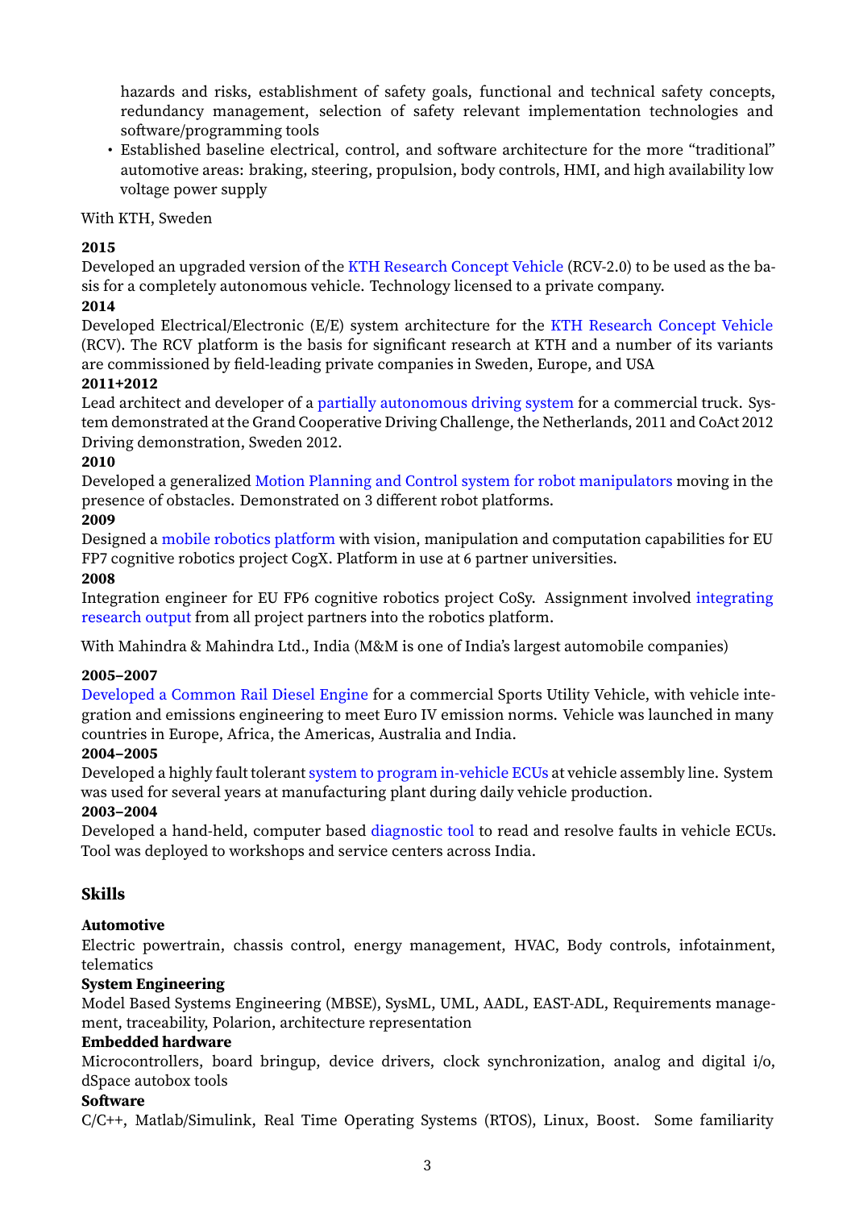hazards and risks, establishment of safety goals, functional and technical safety concepts, redundancy management, selection of safety relevant implementation technologies and software/programming tools

- Established baseline electrical, control, and software architecture for the more "traditional" automotive areas: braking, steering, propulsion, body controls, HMI, and high availability low voltage power supply

With KTH, Sweden

**2015**
Developed an upgraded version of the KTH Research Concept Vehicle (RCV-2.0) to be used as the basis for a completely autonomous vehicle. Technology licensed to a private company.

**2014**
Developed Electrical/Electronic (E/E) system architecture for the KTH Research Concept Vehicle (RCV). The RCV platform is the basis for significant research at KTH and a number of its variants are commissioned by field-leading private companies in Sweden, Europe, and USA

**2011+2012**
Lead architect and developer of a partially autonomous driving system for a commercial truck. System demonstrated at the Grand Cooperative Driving Challenge, the Netherlands, 2011 and CoAct 2012 Driving demonstration, Sweden 2012.

**2010**
Developed a generalized Motion Planning and Control system for robot manipulators moving in the presence of obstacles. Demonstrated on 3 different robot platforms.

**2009**
Designed a mobile robotics platform with vision, manipulation and computation capabilities for EU FP7 cognitive robotics project CogX. Platform in use at 6 partner universities.

**2008**
Integration engineer for EU FP6 cognitive robotics project CoSy. Assignment involved integrating research output from all project partners into the robotics platform.

With Mahindra & Mahindra Ltd., India (M&M is one of India's largest automobile companies)

**2005–2007**
Developed a Common Rail Diesel Engine for a commercial Sports Utility Vehicle, with vehicle integration and emissions engineering to meet Euro IV emission norms. Vehicle was launched in many countries in Europe, Africa, the Americas, Australia and India.

**2004–2005**
Developed a highly fault tolerant system to program in-vehicle ECUs at vehicle assembly line. System was used for several years at manufacturing plant during daily vehicle production.

**2003–2004**
Developed a hand-held, computer based diagnostic tool to read and resolve faults in vehicle ECUs. Tool was deployed to workshops and service centers across India.

## Skills

**Automotive**
Electric powertrain, chassis control, energy management, HVAC, Body controls, infotainment, telematics

**System Engineering**
Model Based Systems Engineering (MBSE), SysML, UML, AADL, EAST-ADL, Requirements management, traceability, Polarion, architecture representation

**Embedded hardware**
Microcontrollers, board bringup, device drivers, clock synchronization, analog and digital i/o, dSpace autobox tools

**Software**
C/C++, Matlab/Simulink, Real Time Operating Systems (RTOS), Linux, Boost. Some familiarity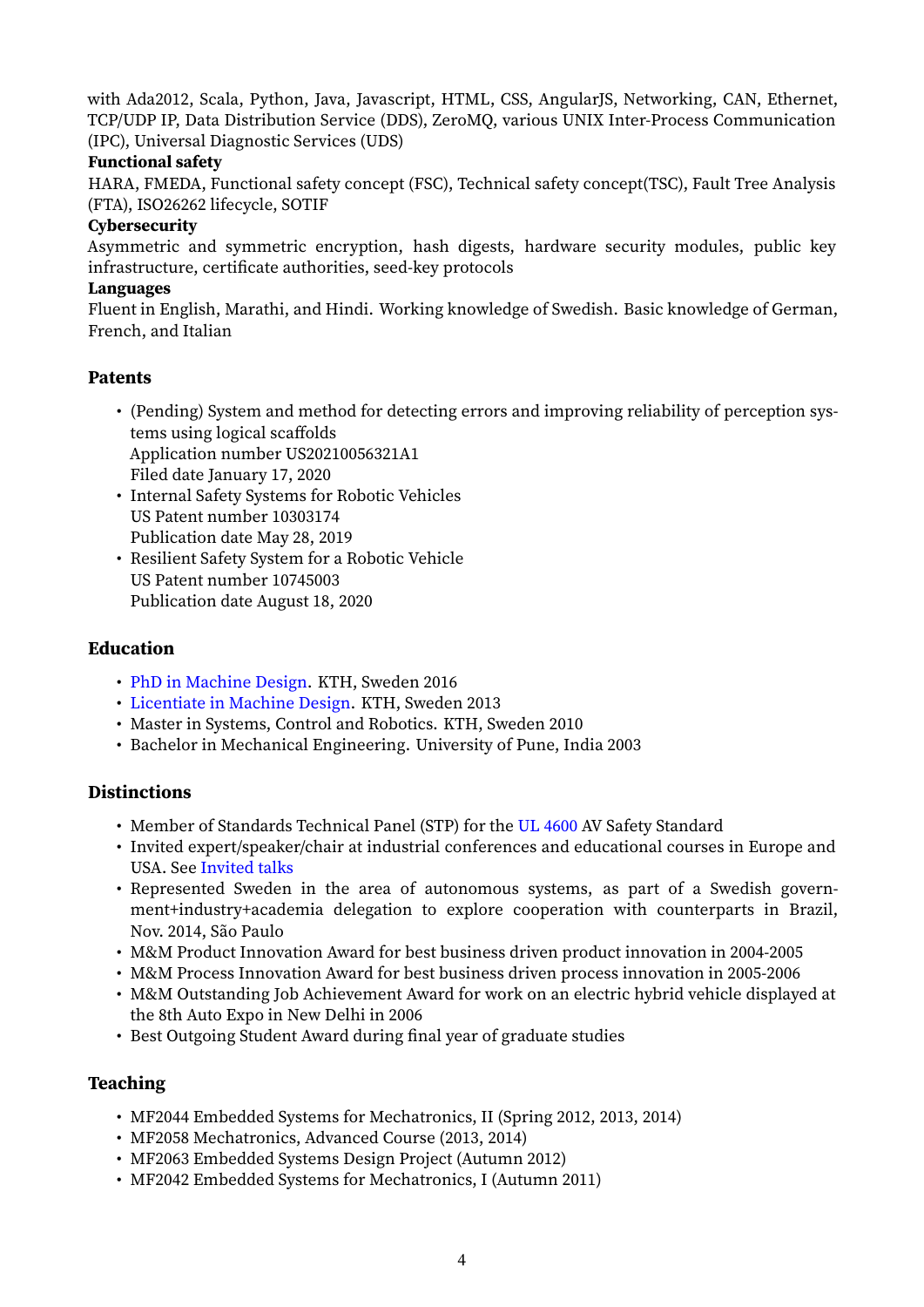with Ada2012, Scala, Python, Java, Javascript, HTML, CSS, AngularJS, Networking, CAN, Ethernet, TCP/UDP IP, Data Distribution Service (DDS), ZeroMQ, various UNIX Inter-Process Communication (IPC), Universal Diagnostic Services (UDS)

**Functional safety**

HARA, FMEDA, Functional safety concept (FSC), Technical safety concept(TSC), Fault Tree Analysis (FTA), ISO26262 lifecycle, SOTIF

**Cybersecurity**

Asymmetric and symmetric encryption, hash digests, hardware security modules, public key infrastructure, certificate authorities, seed-key protocols

**Languages**

Fluent in English, Marathi, and Hindi. Working knowledge of Swedish. Basic knowledge of German, French, and Italian

## Patents

- (Pending) System and method for detecting errors and improving reliability of perception systems using logical scaffolds
  Application number US20210056321A1
  Filed date January 17, 2020
- Internal Safety Systems for Robotic Vehicles
  US Patent number 10303174
  Publication date May 28, 2019
- Resilient Safety System for a Robotic Vehicle
  US Patent number 10745003
  Publication date August 18, 2020

## Education

- PhD in Machine Design. KTH, Sweden 2016
- Licentiate in Machine Design. KTH, Sweden 2013
- Master in Systems, Control and Robotics. KTH, Sweden 2010
- Bachelor in Mechanical Engineering. University of Pune, India 2003

## Distinctions

- Member of Standards Technical Panel (STP) for the UL 4600 AV Safety Standard
- Invited expert/speaker/chair at industrial conferences and educational courses in Europe and USA. See Invited talks
- Represented Sweden in the area of autonomous systems, as part of a Swedish government+industry+academia delegation to explore cooperation with counterparts in Brazil, Nov. 2014, São Paulo
- M&M Product Innovation Award for best business driven product innovation in 2004-2005
- M&M Process Innovation Award for best business driven process innovation in 2005-2006
- M&M Outstanding Job Achievement Award for work on an electric hybrid vehicle displayed at the 8th Auto Expo in New Delhi in 2006
- Best Outgoing Student Award during final year of graduate studies

## Teaching

- MF2044 Embedded Systems for Mechatronics, II (Spring 2012, 2013, 2014)
- MF2058 Mechatronics, Advanced Course (2013, 2014)
- MF2063 Embedded Systems Design Project (Autumn 2012)
- MF2042 Embedded Systems for Mechatronics, I (Autumn 2011)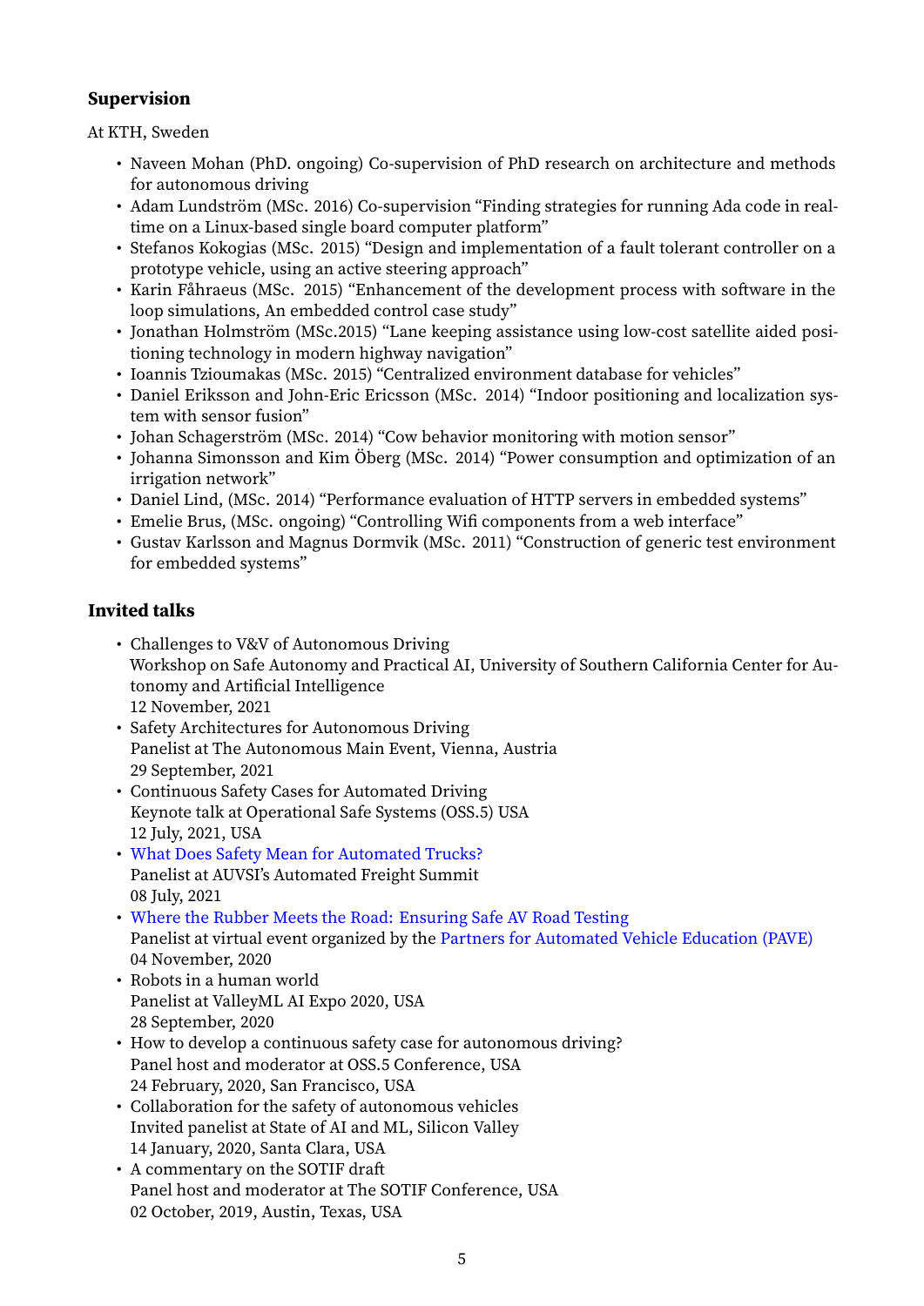### Supervision

At KTH, Sweden

- Naveen Mohan (PhD. ongoing) Co-supervision of PhD research on architecture and methods for autonomous driving
- Adam Lundström (MSc. 2016) Co-supervision "Finding strategies for running Ada code in real-time on a Linux-based single board computer platform"
- Stefanos Kokogias (MSc. 2015) "Design and implementation of a fault tolerant controller on a prototype vehicle, using an active steering approach"
- Karin Fåhraeus (MSc. 2015) "Enhancement of the development process with software in the loop simulations, An embedded control case study"
- Jonathan Holmström (MSc.2015) "Lane keeping assistance using low-cost satellite aided positioning technology in modern highway navigation"
- Ioannis Tzioumakas (MSc. 2015) "Centralized environment database for vehicles"
- Daniel Eriksson and John-Eric Ericsson (MSc. 2014) "Indoor positioning and localization system with sensor fusion"
- Johan Schagerström (MSc. 2014) "Cow behavior monitoring with motion sensor"
- Johanna Simonsson and Kim Öberg (MSc. 2014) "Power consumption and optimization of an irrigation network"
- Daniel Lind, (MSc. 2014) "Performance evaluation of HTTP servers in embedded systems"
- Emelie Brus, (MSc. ongoing) "Controlling Wifi components from a web interface"
- Gustav Karlsson and Magnus Dormvik (MSc. 2011) "Construction of generic test environment for embedded systems"

### Invited talks

- Challenges to V&V of Autonomous Driving
  Workshop on Safe Autonomy and Practical AI, University of Southern California Center for Autonomy and Artificial Intelligence
  12 November, 2021
- Safety Architectures for Autonomous Driving
  Panelist at The Autonomous Main Event, Vienna, Austria
  29 September, 2021
- Continuous Safety Cases for Automated Driving
  Keynote talk at Operational Safe Systems (OSS.5) USA
  12 July, 2021, USA
- What Does Safety Mean for Automated Trucks?
  Panelist at AUVSI's Automated Freight Summit
  08 July, 2021
- Where the Rubber Meets the Road: Ensuring Safe AV Road Testing
  Panelist at virtual event organized by the Partners for Automated Vehicle Education (PAVE)
  04 November, 2020
- Robots in a human world
  Panelist at ValleyML AI Expo 2020, USA
  28 September, 2020
- How to develop a continuous safety case for autonomous driving?
  Panel host and moderator at OSS.5 Conference, USA
  24 February, 2020, San Francisco, USA
- Collaboration for the safety of autonomous vehicles
  Invited panelist at State of AI and ML, Silicon Valley
  14 January, 2020, Santa Clara, USA
- A commentary on the SOTIF draft
  Panel host and moderator at The SOTIF Conference, USA
  02 October, 2019, Austin, Texas, USA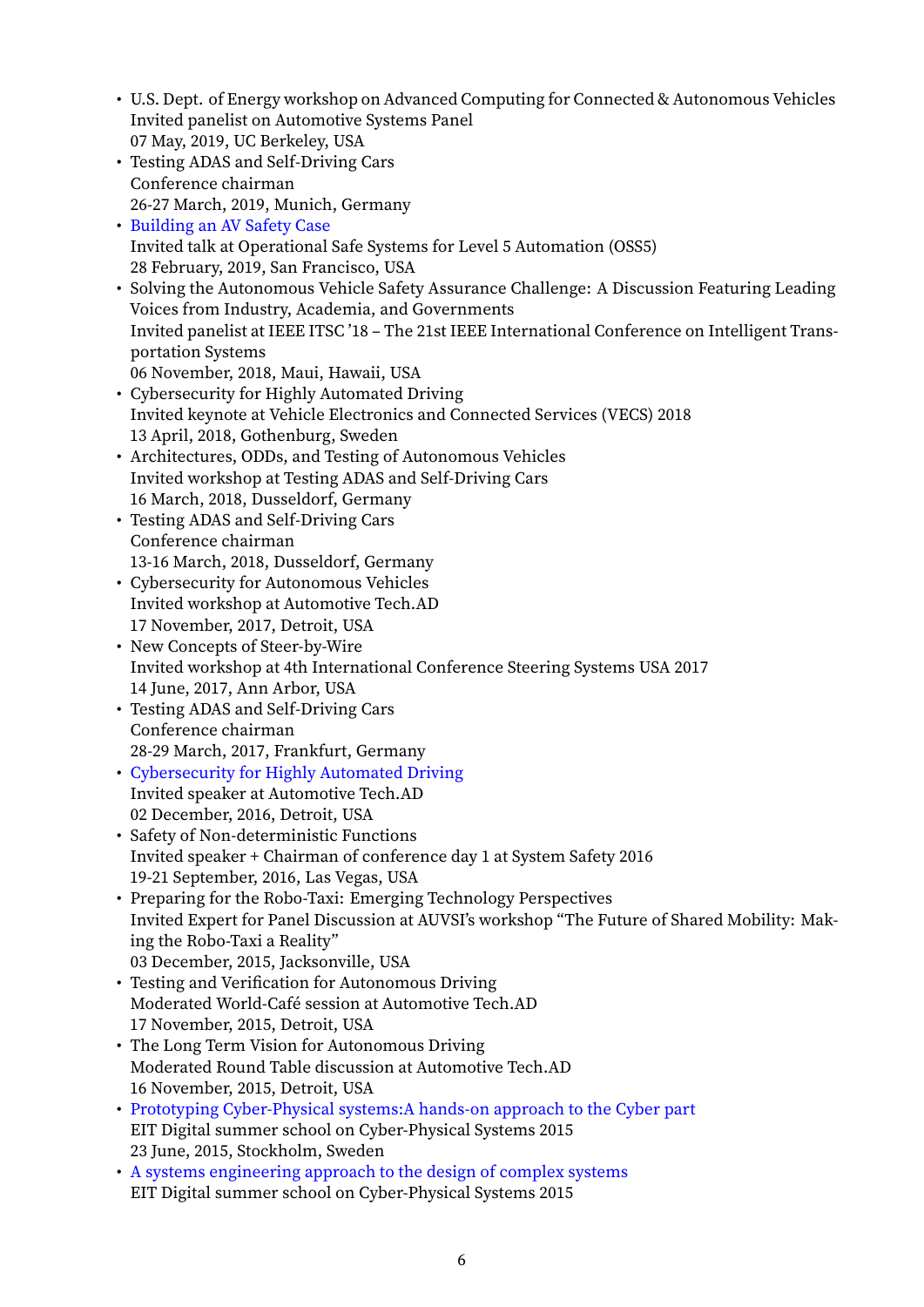- U.S. Dept. of Energy workshop on Advanced Computing for Connected & Autonomous Vehicles
  Invited panelist on Automotive Systems Panel
  07 May, 2019, UC Berkeley, USA
- Testing ADAS and Self-Driving Cars
  Conference chairman
  26-27 March, 2019, Munich, Germany
- Building an AV Safety Case
  Invited talk at Operational Safe Systems for Level 5 Automation (OSS5)
  28 February, 2019, San Francisco, USA
- Solving the Autonomous Vehicle Safety Assurance Challenge: A Discussion Featuring Leading Voices from Industry, Academia, and Governments
  Invited panelist at IEEE ITSC '18 – The 21st IEEE International Conference on Intelligent Transportation Systems
  06 November, 2018, Maui, Hawaii, USA
- Cybersecurity for Highly Automated Driving
  Invited keynote at Vehicle Electronics and Connected Services (VECS) 2018
  13 April, 2018, Gothenburg, Sweden
- Architectures, ODDs, and Testing of Autonomous Vehicles
  Invited workshop at Testing ADAS and Self-Driving Cars
  16 March, 2018, Dusseldorf, Germany
- Testing ADAS and Self-Driving Cars
  Conference chairman
  13-16 March, 2018, Dusseldorf, Germany
- Cybersecurity for Autonomous Vehicles
  Invited workshop at Automotive Tech.AD
  17 November, 2017, Detroit, USA
- New Concepts of Steer-by-Wire
  Invited workshop at 4th International Conference Steering Systems USA 2017
  14 June, 2017, Ann Arbor, USA
- Testing ADAS and Self-Driving Cars
  Conference chairman
  28-29 March, 2017, Frankfurt, Germany
- Cybersecurity for Highly Automated Driving
  Invited speaker at Automotive Tech.AD
  02 December, 2016, Detroit, USA
- Safety of Non-deterministic Functions
  Invited speaker + Chairman of conference day 1 at System Safety 2016
  19-21 September, 2016, Las Vegas, USA
- Preparing for the Robo-Taxi: Emerging Technology Perspectives
  Invited Expert for Panel Discussion at AUVSI's workshop "The Future of Shared Mobility: Making the Robo-Taxi a Reality"
  03 December, 2015, Jacksonville, USA
- Testing and Verification for Autonomous Driving
  Moderated World-Café session at Automotive Tech.AD
  17 November, 2015, Detroit, USA
- The Long Term Vision for Autonomous Driving
  Moderated Round Table discussion at Automotive Tech.AD
  16 November, 2015, Detroit, USA
- Prototyping Cyber-Physical systems:A hands-on approach to the Cyber part
  EIT Digital summer school on Cyber-Physical Systems 2015
  23 June, 2015, Stockholm, Sweden
- A systems engineering approach to the design of complex systems
  EIT Digital summer school on Cyber-Physical Systems 2015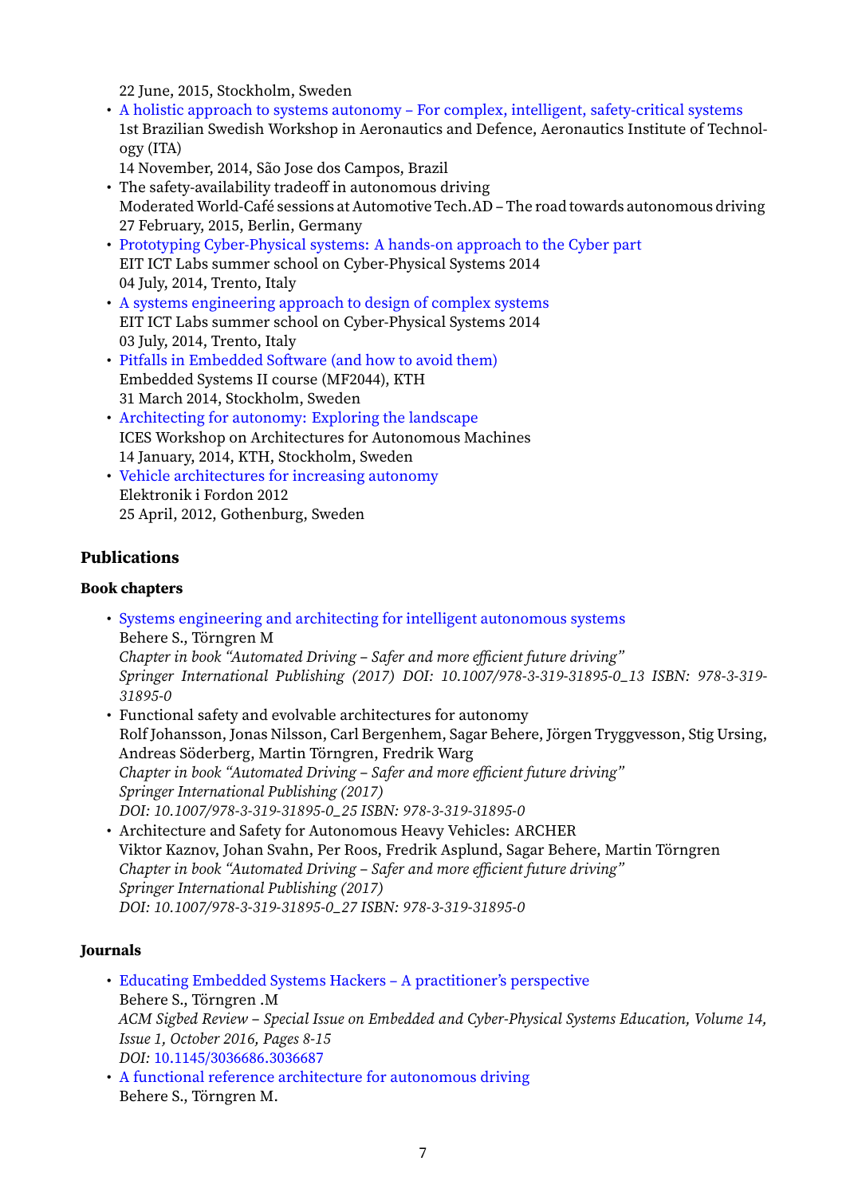22 June, 2015, Stockholm, Sweden

- A holistic approach to systems autonomy – For complex, intelligent, safety-critical systems
  1st Brazilian Swedish Workshop in Aeronautics and Defence, Aeronautics Institute of Technology (ITA)
  14 November, 2014, São Jose dos Campos, Brazil
- The safety-availability tradeoff in autonomous driving
  Moderated World-Café sessions at Automotive Tech.AD – The road towards autonomous driving
  27 February, 2015, Berlin, Germany
- Prototyping Cyber-Physical systems: A hands-on approach to the Cyber part
  EIT ICT Labs summer school on Cyber-Physical Systems 2014
  04 July, 2014, Trento, Italy
- A systems engineering approach to design of complex systems
  EIT ICT Labs summer school on Cyber-Physical Systems 2014
  03 July, 2014, Trento, Italy
- Pitfalls in Embedded Software (and how to avoid them)
  Embedded Systems II course (MF2044), KTH
  31 March 2014, Stockholm, Sweden
- Architecting for autonomy: Exploring the landscape
  ICES Workshop on Architectures for Autonomous Machines
  14 January, 2014, KTH, Stockholm, Sweden
- Vehicle architectures for increasing autonomy
  Elektronik i Fordon 2012
  25 April, 2012, Gothenburg, Sweden

## Publications

### Book chapters

- Systems engineering and architecting for intelligent autonomous systems
  Behere S., Törngren M
  *Chapter in book "Automated Driving – Safer and more efficient future driving"*
  *Springer International Publishing (2017) DOI: 10.1007/978-3-319-31895-0_13 ISBN: 978-3-319-31895-0*
- Functional safety and evolvable architectures for autonomy
  Rolf Johansson, Jonas Nilsson, Carl Bergenhem, Sagar Behere, Jörgen Tryggvesson, Stig Ursing, Andreas Söderberg, Martin Törngren, Fredrik Warg
  *Chapter in book "Automated Driving – Safer and more efficient future driving"*
  *Springer International Publishing (2017)*
  *DOI: 10.1007/978-3-319-31895-0_25 ISBN: 978-3-319-31895-0*
- Architecture and Safety for Autonomous Heavy Vehicles: ARCHER
  Viktor Kaznov, Johan Svahn, Per Roos, Fredrik Asplund, Sagar Behere, Martin Törngren
  *Chapter in book "Automated Driving – Safer and more efficient future driving"*
  *Springer International Publishing (2017)*
  *DOI: 10.1007/978-3-319-31895-0_27 ISBN: 978-3-319-31895-0*

### Journals

- Educating Embedded Systems Hackers – A practitioner's perspective
  Behere S., Törngren .M
  *ACM Sigbed Review – Special Issue on Embedded and Cyber-Physical Systems Education, Volume 14, Issue 1, October 2016, Pages 8-15*
  *DOI:* 10.1145/3036686.3036687
- A functional reference architecture for autonomous driving
  Behere S., Törngren M.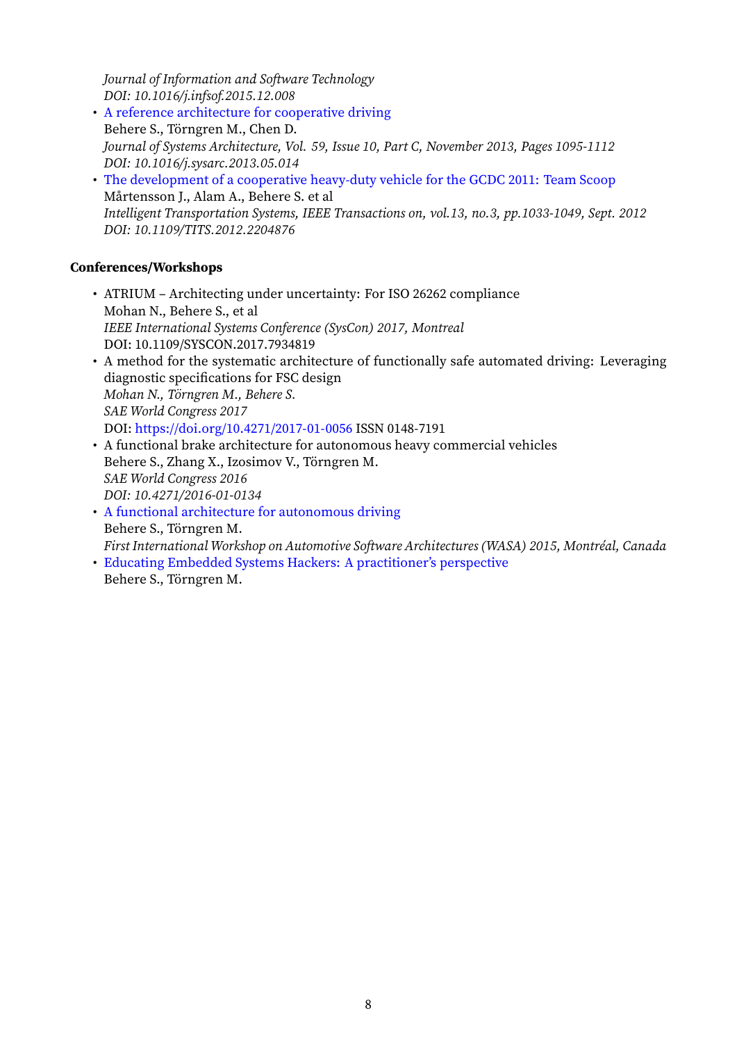*Journal of Information and Software Technology*
*DOI: 10.1016/j.infsof.2015.12.008*

- A reference architecture for cooperative driving
  Behere S., Törngren M., Chen D.
  *Journal of Systems Architecture, Vol. 59, Issue 10, Part C, November 2013, Pages 1095-1112*
  *DOI: 10.1016/j.sysarc.2013.05.014*
- The development of a cooperative heavy-duty vehicle for the GCDC 2011: Team Scoop
  Mårtensson J., Alam A., Behere S. et al
  *Intelligent Transportation Systems, IEEE Transactions on, vol.13, no.3, pp.1033-1049, Sept. 2012*
  *DOI: 10.1109/TITS.2012.2204876*

**Conferences/Workshops**

- ATRIUM – Architecting under uncertainty: For ISO 26262 compliance
  Mohan N., Behere S., et al
  *IEEE International Systems Conference (SysCon) 2017, Montreal*
  DOI: 10.1109/SYSCON.2017.7934819
- A method for the systematic architecture of functionally safe automated driving: Leveraging diagnostic specifications for FSC design
  *Mohan N., Törngren M., Behere S.*
  *SAE World Congress 2017*
  DOI: https://doi.org/10.4271/2017-01-0056 ISSN 0148-7191
- A functional brake architecture for autonomous heavy commercial vehicles
  Behere S., Zhang X., Izosimov V., Törngren M.
  *SAE World Congress 2016*
  *DOI: 10.4271/2016-01-0134*
- A functional architecture for autonomous driving
  Behere S., Törngren M.
  *First International Workshop on Automotive Software Architectures (WASA) 2015, Montréal, Canada*
- Educating Embedded Systems Hackers: A practitioner's perspective
  Behere S., Törngren M.